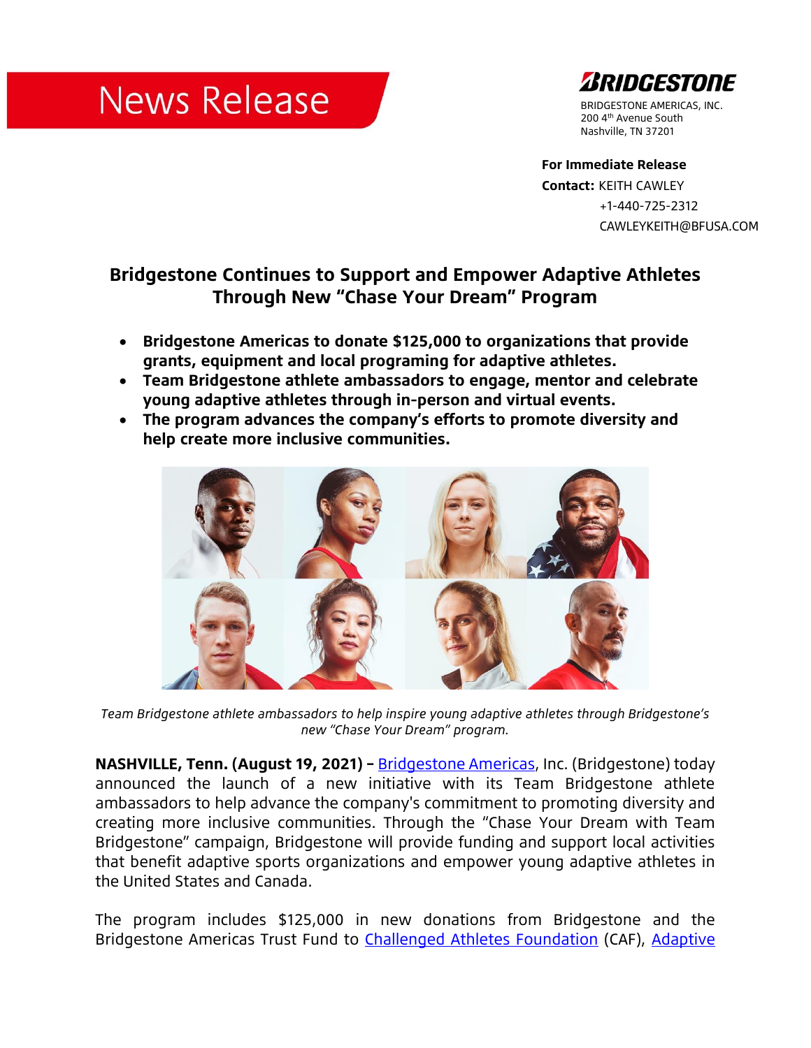# News Release

BRIDGESTONE

BRIDGESTONE AMERICAS, INC.
200 4th Avenue South
Nashville, TN 37201

**For Immediate Release**
**Contact:** KEITH CAWLEY
+1-440-725-2312
CAWLEYKEITH@BFUSA.COM

## Bridgestone Continues to Support and Empower Adaptive Athletes Through New "Chase Your Dream" Program

- **Bridgestone Americas to donate $125,000 to organizations that provide grants, equipment and local programing for adaptive athletes.**
- **Team Bridgestone athlete ambassadors to engage, mentor and celebrate young adaptive athletes through in-person and virtual events.**
- **The program advances the company's efforts to promote diversity and help create more inclusive communities.**

*Team Bridgestone athlete ambassadors to help inspire young adaptive athletes through Bridgestone's new "Chase Your Dream" program.*

**NASHVILLE, Tenn. (August 19, 2021) –** Bridgestone Americas, Inc. (Bridgestone) today announced the launch of a new initiative with its Team Bridgestone athlete ambassadors to help advance the company's commitment to promoting diversity and creating more inclusive communities. Through the "Chase Your Dream with Team Bridgestone" campaign, Bridgestone will provide funding and support local activities that benefit adaptive sports organizations and empower young adaptive athletes in the United States and Canada.

The program includes $125,000 in new donations from Bridgestone and the Bridgestone Americas Trust Fund to Challenged Athletes Foundation (CAF), Adaptive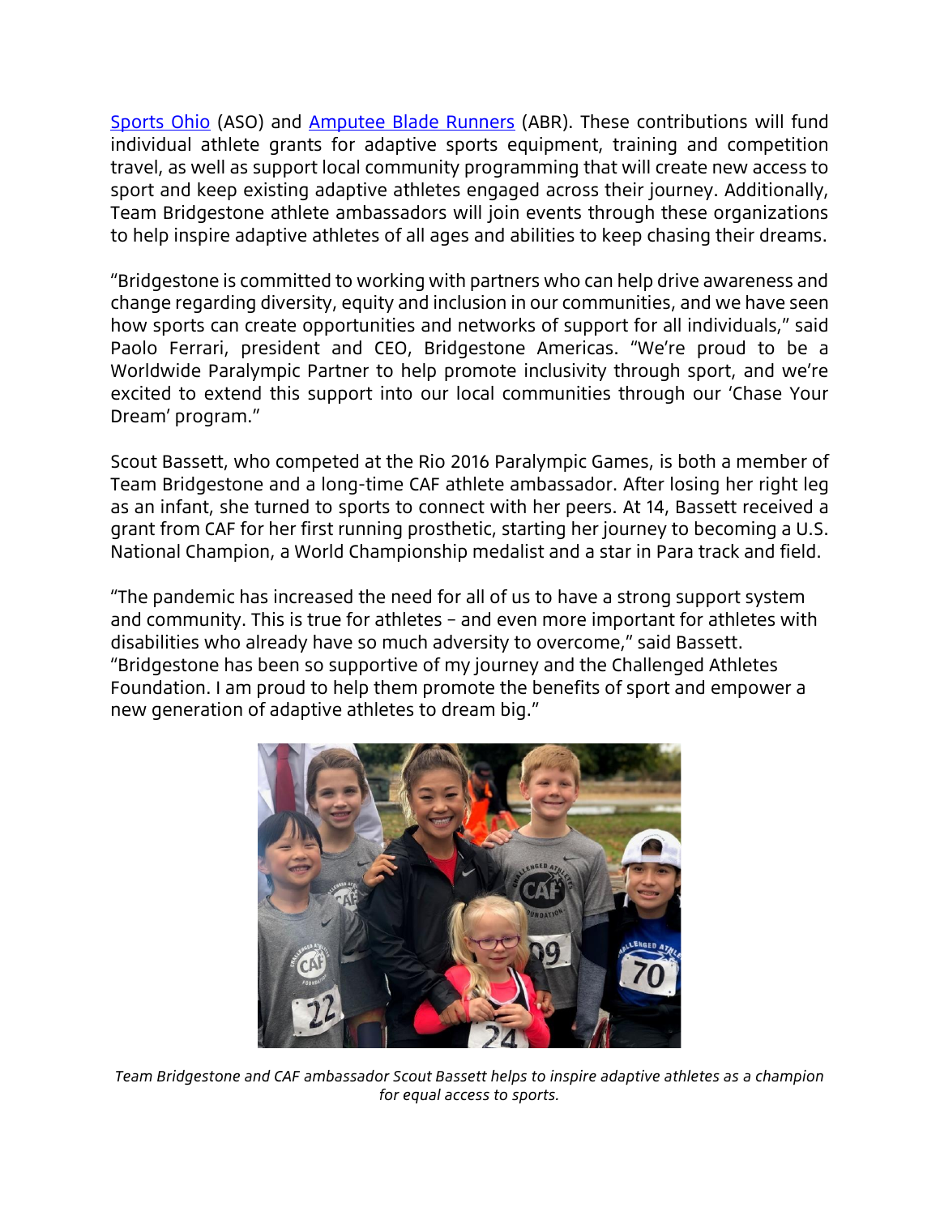Sports Ohio (ASO) and Amputee Blade Runners (ABR). These contributions will fund individual athlete grants for adaptive sports equipment, training and competition travel, as well as support local community programming that will create new access to sport and keep existing adaptive athletes engaged across their journey. Additionally, Team Bridgestone athlete ambassadors will join events through these organizations to help inspire adaptive athletes of all ages and abilities to keep chasing their dreams.

"Bridgestone is committed to working with partners who can help drive awareness and change regarding diversity, equity and inclusion in our communities, and we have seen how sports can create opportunities and networks of support for all individuals," said Paolo Ferrari, president and CEO, Bridgestone Americas. "We're proud to be a Worldwide Paralympic Partner to help promote inclusivity through sport, and we're excited to extend this support into our local communities through our 'Chase Your Dream' program."

Scout Bassett, who competed at the Rio 2016 Paralympic Games, is both a member of Team Bridgestone and a long-time CAF athlete ambassador. After losing her right leg as an infant, she turned to sports to connect with her peers. At 14, Bassett received a grant from CAF for her first running prosthetic, starting her journey to becoming a U.S. National Champion, a World Championship medalist and a star in Para track and field.

"The pandemic has increased the need for all of us to have a strong support system and community. This is true for athletes – and even more important for athletes with disabilities who already have so much adversity to overcome," said Bassett. "Bridgestone has been so supportive of my journey and the Challenged Athletes Foundation. I am proud to help them promote the benefits of sport and empower a new generation of adaptive athletes to dream big."

*Team Bridgestone and CAF ambassador Scout Bassett helps to inspire adaptive athletes as a champion for equal access to sports.*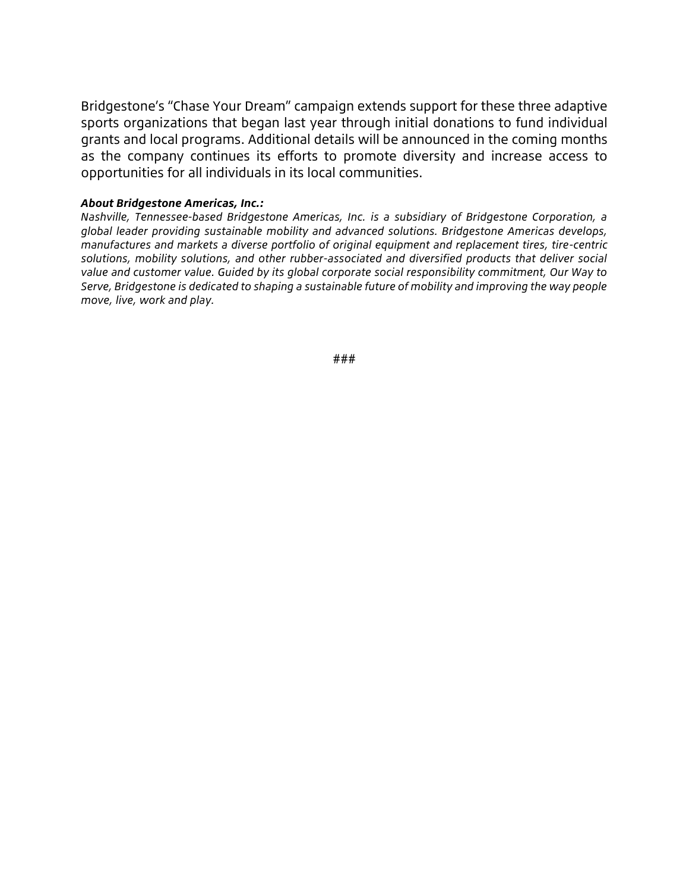Bridgestone's "Chase Your Dream" campaign extends support for these three adaptive sports organizations that began last year through initial donations to fund individual grants and local programs. Additional details will be announced in the coming months as the company continues its efforts to promote diversity and increase access to opportunities for all individuals in its local communities.

***About Bridgestone Americas, Inc.:***

*Nashville, Tennessee-based Bridgestone Americas, Inc. is a subsidiary of Bridgestone Corporation, a global leader providing sustainable mobility and advanced solutions. Bridgestone Americas develops, manufactures and markets a diverse portfolio of original equipment and replacement tires, tire-centric solutions, mobility solutions, and other rubber-associated and diversified products that deliver social value and customer value. Guided by its global corporate social responsibility commitment, Our Way to Serve, Bridgestone is dedicated to shaping a sustainable future of mobility and improving the way people move, live, work and play.*

###